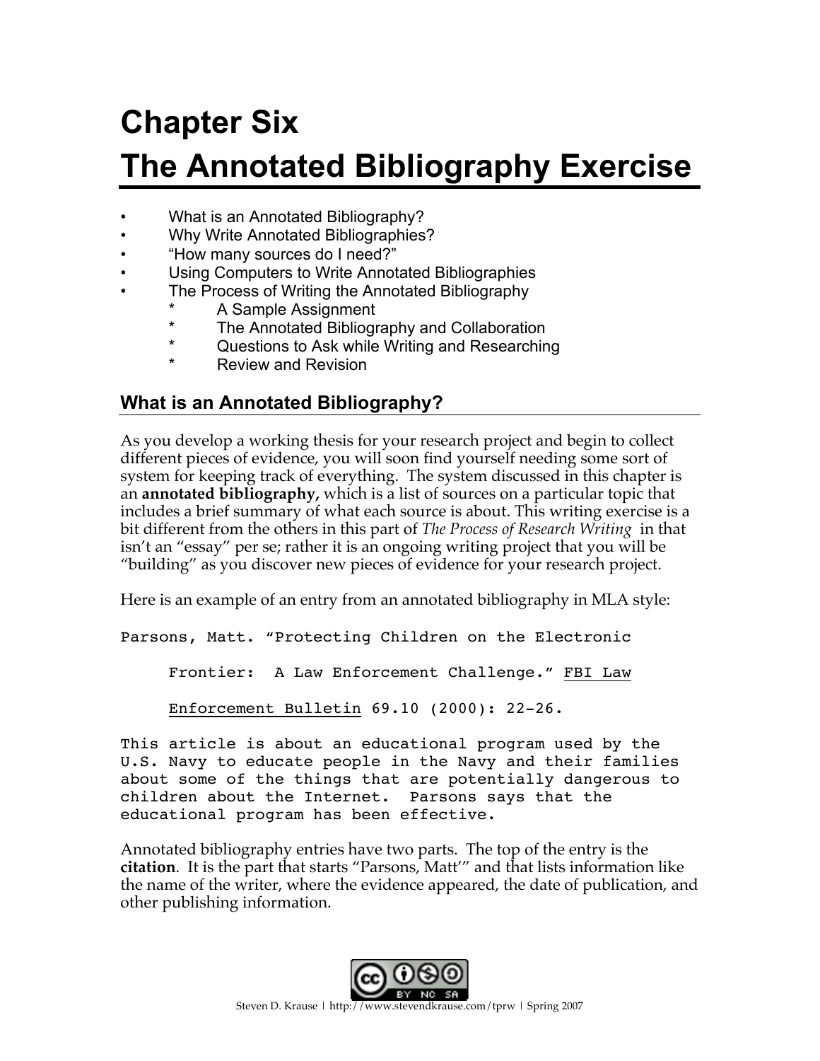# Chapter Six
# The Annotated Bibliography Exercise

- What is an Annotated Bibliography?
- Why Write Annotated Bibliographies?
- "How many sources do I need?"
- Using Computers to Write Annotated Bibliographies
- The Process of Writing the Annotated Bibliography
    - A Sample Assignment
    - The Annotated Bibliography and Collaboration
    - Questions to Ask while Writing and Researching
    - Review and Revision

## What is an Annotated Bibliography?

As you develop a working thesis for your research project and begin to collect different pieces of evidence, you will soon find yourself needing some sort of system for keeping track of everything. The system discussed in this chapter is an **annotated bibliography,** which is a list of sources on a particular topic that includes a brief summary of what each source is about. This writing exercise is a bit different from the others in this part of *The Process of Research Writing* in that isn't an "essay" per se; rather it is an ongoing writing project that you will be "building" as you discover new pieces of evidence for your research project.

Here is an example of an entry from an annotated bibliography in MLA style:

```
Parsons, Matt. "Protecting Children on the Electronic
     Frontier:  A Law Enforcement Challenge." FBI Law
     Enforcement Bulletin 69.10 (2000): 22-26.
This article is about an educational program used by the
U.S. Navy to educate people in the Navy and their families
about some of the things that are potentially dangerous to
children about the Internet.  Parsons says that the
educational program has been effective.
```

Annotated bibliography entries have two parts. The top of the entry is the **citation**. It is the part that starts "Parsons, Matt'" and that lists information like the name of the writer, where the evidence appeared, the date of publication, and other publishing information.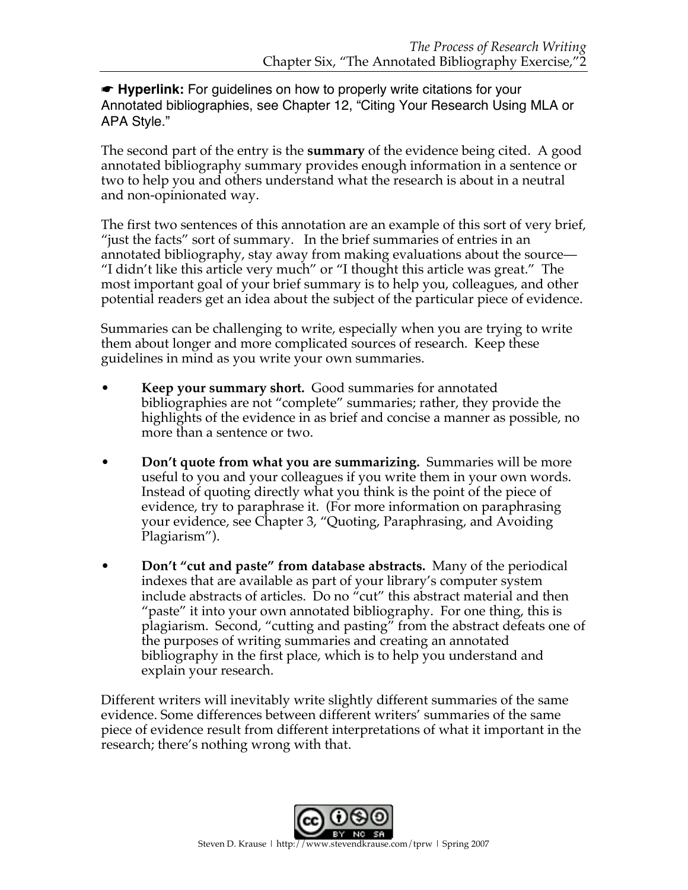☛ **Hyperlink:** For guidelines on how to properly write citations for your Annotated bibliographies, see Chapter 12, "Citing Your Research Using MLA or APA Style."

The second part of the entry is the **summary** of the evidence being cited. A good annotated bibliography summary provides enough information in a sentence or two to help you and others understand what the research is about in a neutral and non-opinionated way.

The first two sentences of this annotation are an example of this sort of very brief, "just the facts" sort of summary. In the brief summaries of entries in an annotated bibliography, stay away from making evaluations about the source— "I didn't like this article very much" or "I thought this article was great." The most important goal of your brief summary is to help you, colleagues, and other potential readers get an idea about the subject of the particular piece of evidence.

Summaries can be challenging to write, especially when you are trying to write them about longer and more complicated sources of research. Keep these guidelines in mind as you write your own summaries.

- **Keep your summary short.** Good summaries for annotated bibliographies are not "complete" summaries; rather, they provide the highlights of the evidence in as brief and concise a manner as possible, no more than a sentence or two.
- **Don't quote from what you are summarizing.** Summaries will be more useful to you and your colleagues if you write them in your own words. Instead of quoting directly what you think is the point of the piece of evidence, try to paraphrase it. (For more information on paraphrasing your evidence, see Chapter 3, "Quoting, Paraphrasing, and Avoiding Plagiarism").
- **Don't "cut and paste" from database abstracts.** Many of the periodical indexes that are available as part of your library's computer system include abstracts of articles. Do no "cut" this abstract material and then "paste" it into your own annotated bibliography. For one thing, this is plagiarism. Second, "cutting and pasting" from the abstract defeats one of the purposes of writing summaries and creating an annotated bibliography in the first place, which is to help you understand and explain your research.

Different writers will inevitably write slightly different summaries of the same evidence. Some differences between different writers' summaries of the same piece of evidence result from different interpretations of what it important in the research; there's nothing wrong with that.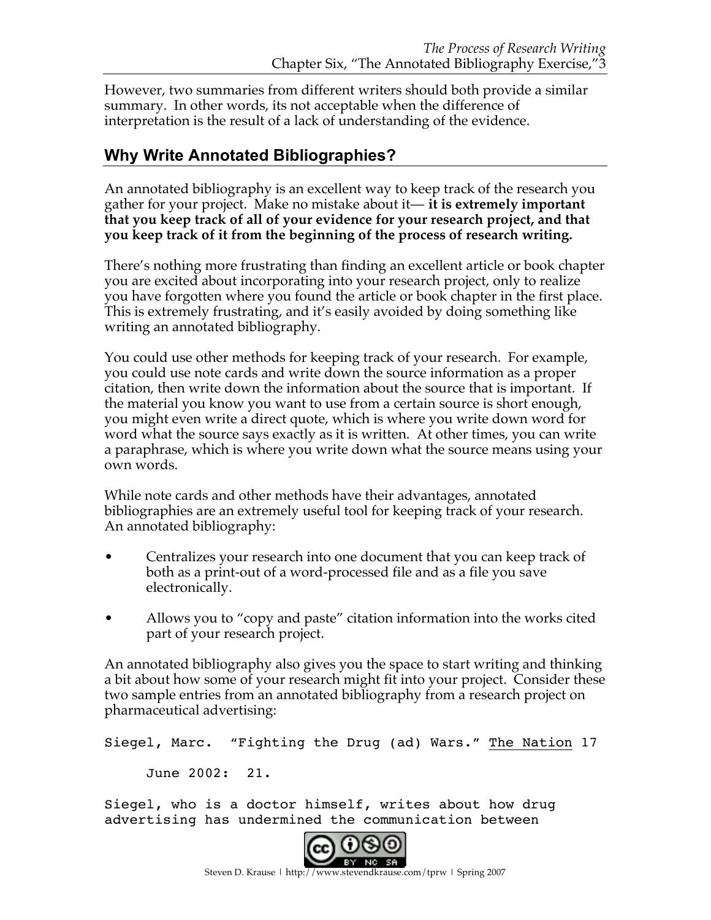However, two summaries from different writers should both provide a similar summary. In other words, its not acceptable when the difference of interpretation is the result of a lack of understanding of the evidence.

## Why Write Annotated Bibliographies?

An annotated bibliography is an excellent way to keep track of the research you gather for your project. Make no mistake about it— **it is extremely important that you keep track of all of your evidence for your research project, and that you keep track of it from the beginning of the process of research writing.**

There's nothing more frustrating than finding an excellent article or book chapter you are excited about incorporating into your research project, only to realize you have forgotten where you found the article or book chapter in the first place. This is extremely frustrating, and it's easily avoided by doing something like writing an annotated bibliography.

You could use other methods for keeping track of your research. For example, you could use note cards and write down the source information as a proper citation, then write down the information about the source that is important. If the material you know you want to use from a certain source is short enough, you might even write a direct quote, which is where you write down word for word what the source says exactly as it is written. At other times, you can write a paraphrase, which is where you write down what the source means using your own words.

While note cards and other methods have their advantages, annotated bibliographies are an extremely useful tool for keeping track of your research. An annotated bibliography:

- Centralizes your research into one document that you can keep track of both as a print-out of a word-processed file and as a file you save electronically.
- Allows you to "copy and paste" citation information into the works cited part of your research project.

An annotated bibliography also gives you the space to start writing and thinking a bit about how some of your research might fit into your project. Consider these two sample entries from an annotated bibliography from a research project on pharmaceutical advertising:

```
Siegel, Marc.  "Fighting the Drug (ad) Wars." The Nation 17

     June 2002:  21.

Siegel, who is a doctor himself, writes about how drug
advertising has undermined the communication between
```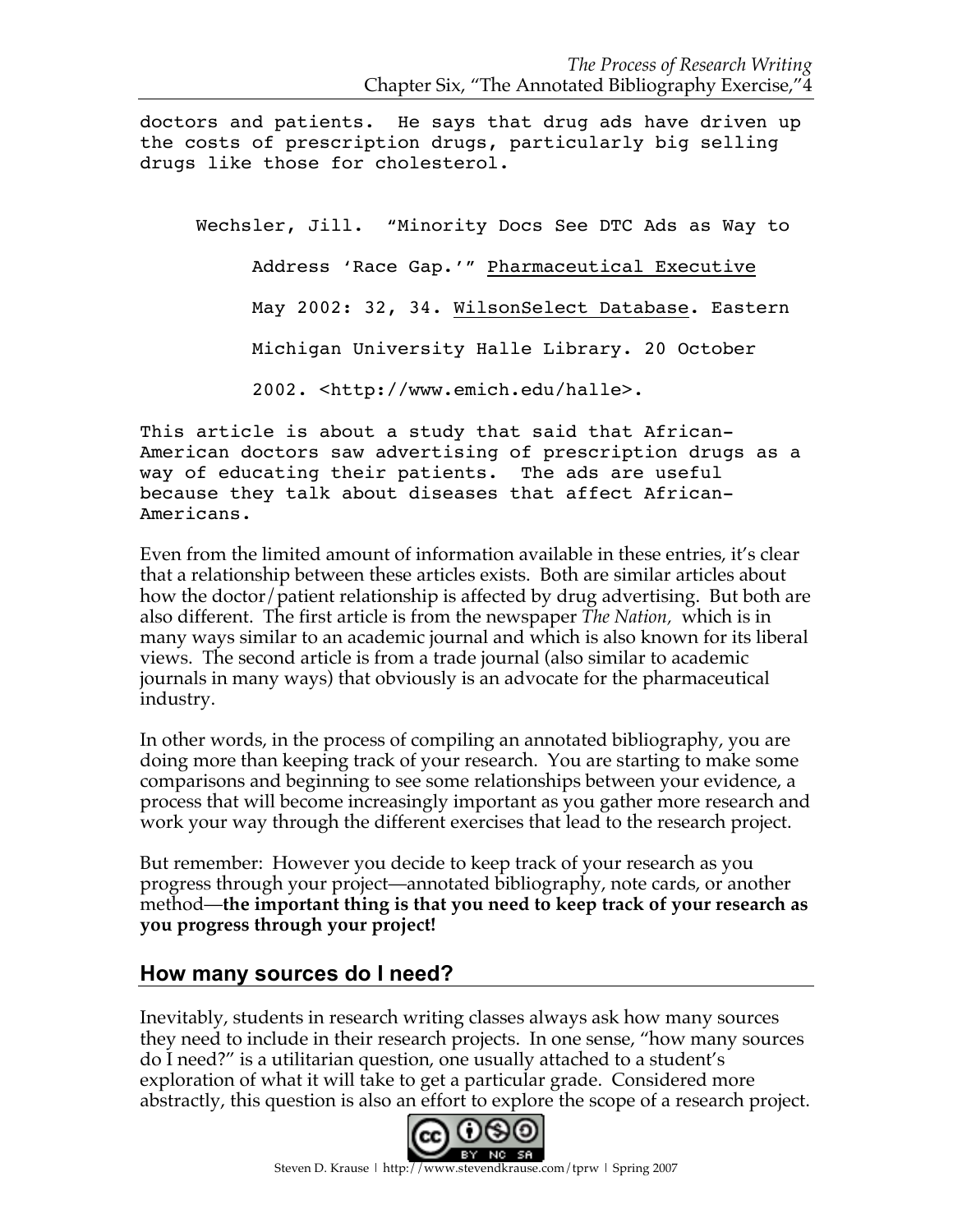doctors and patients. He says that drug ads have driven up the costs of prescription drugs, particularly big selling drugs like those for cholesterol.

Wechsler, Jill. "Minority Docs See DTC Ads as Way to Address 'Race Gap.'" Pharmaceutical Executive May 2002: 32, 34. WilsonSelect Database. Eastern Michigan University Halle Library. 20 October 2002. <http://www.emich.edu/halle>.

This article is about a study that said that African-American doctors saw advertising of prescription drugs as a way of educating their patients. The ads are useful because they talk about diseases that affect African-Americans.

Even from the limited amount of information available in these entries, it's clear that a relationship between these articles exists. Both are similar articles about how the doctor/patient relationship is affected by drug advertising. But both are also different. The first article is from the newspaper *The Nation,* which is in many ways similar to an academic journal and which is also known for its liberal views. The second article is from a trade journal (also similar to academic journals in many ways) that obviously is an advocate for the pharmaceutical industry.

In other words, in the process of compiling an annotated bibliography, you are doing more than keeping track of your research. You are starting to make some comparisons and beginning to see some relationships between your evidence, a process that will become increasingly important as you gather more research and work your way through the different exercises that lead to the research project.

But remember: However you decide to keep track of your research as you progress through your project—annotated bibliography, note cards, or another method—**the important thing is that you need to keep track of your research as you progress through your project!**

## How many sources do I need?

Inevitably, students in research writing classes always ask how many sources they need to include in their research projects. In one sense, "how many sources do I need?" is a utilitarian question, one usually attached to a student's exploration of what it will take to get a particular grade. Considered more abstractly, this question is also an effort to explore the scope of a research project.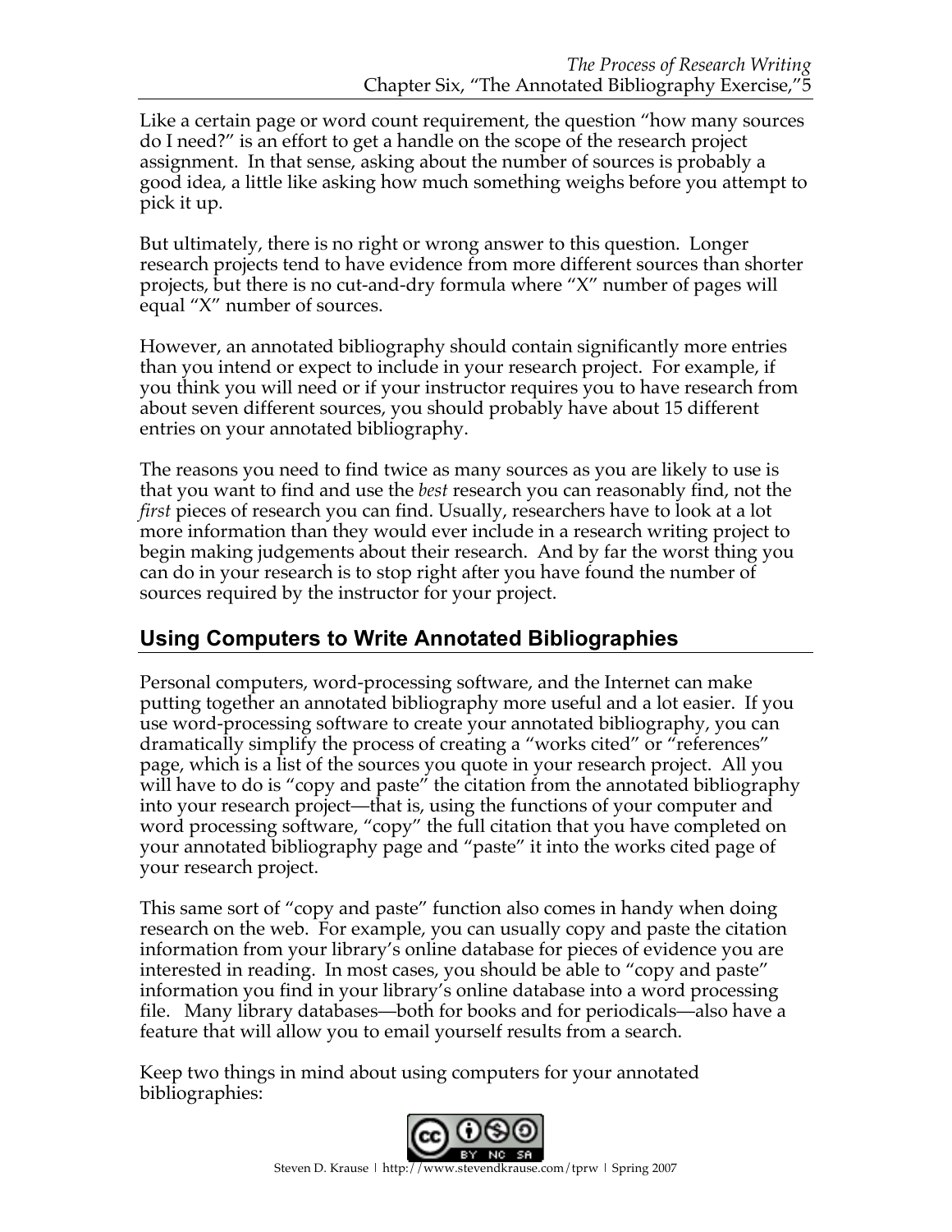Like a certain page or word count requirement, the question "how many sources do I need?" is an effort to get a handle on the scope of the research project assignment. In that sense, asking about the number of sources is probably a good idea, a little like asking how much something weighs before you attempt to pick it up.

But ultimately, there is no right or wrong answer to this question. Longer research projects tend to have evidence from more different sources than shorter projects, but there is no cut-and-dry formula where "X" number of pages will equal "X" number of sources.

However, an annotated bibliography should contain significantly more entries than you intend or expect to include in your research project. For example, if you think you will need or if your instructor requires you to have research from about seven different sources, you should probably have about 15 different entries on your annotated bibliography.

The reasons you need to find twice as many sources as you are likely to use is that you want to find and use the *best* research you can reasonably find, not the *first* pieces of research you can find. Usually, researchers have to look at a lot more information than they would ever include in a research writing project to begin making judgements about their research. And by far the worst thing you can do in your research is to stop right after you have found the number of sources required by the instructor for your project.

## Using Computers to Write Annotated Bibliographies

Personal computers, word-processing software, and the Internet can make putting together an annotated bibliography more useful and a lot easier. If you use word-processing software to create your annotated bibliography, you can dramatically simplify the process of creating a "works cited" or "references" page, which is a list of the sources you quote in your research project. All you will have to do is "copy and paste" the citation from the annotated bibliography into your research project—that is, using the functions of your computer and word processing software, "copy" the full citation that you have completed on your annotated bibliography page and "paste" it into the works cited page of your research project.

This same sort of "copy and paste" function also comes in handy when doing research on the web. For example, you can usually copy and paste the citation information from your library's online database for pieces of evidence you are interested in reading. In most cases, you should be able to "copy and paste" information you find in your library's online database into a word processing file. Many library databases—both for books and for periodicals—also have a feature that will allow you to email yourself results from a search.

Keep two things in mind about using computers for your annotated bibliographies: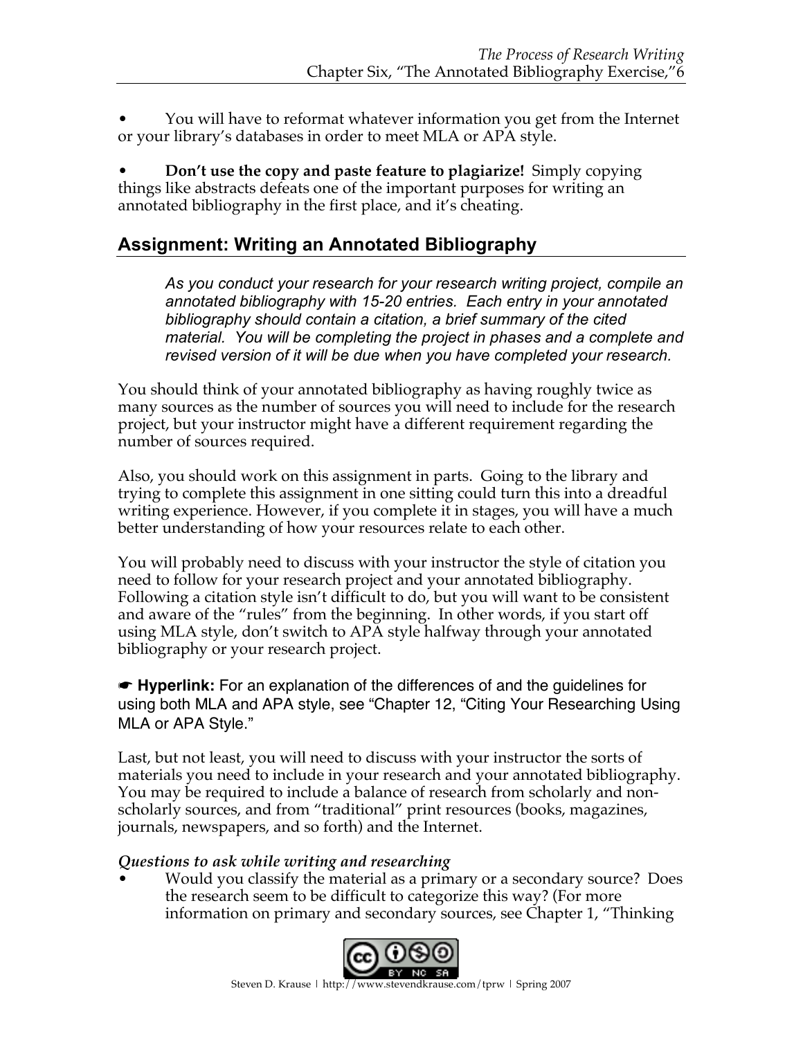- You will have to reformat whatever information you get from the Internet or your library's databases in order to meet MLA or APA style.

- **Don't use the copy and paste feature to plagiarize!** Simply copying things like abstracts defeats one of the important purposes for writing an annotated bibliography in the first place, and it's cheating.

## Assignment: Writing an Annotated Bibliography

> *As you conduct your research for your research writing project, compile an annotated bibliography with 15-20 entries. Each entry in your annotated bibliography should contain a citation, a brief summary of the cited material. You will be completing the project in phases and a complete and revised version of it will be due when you have completed your research.*

You should think of your annotated bibliography as having roughly twice as many sources as the number of sources you will need to include for the research project, but your instructor might have a different requirement regarding the number of sources required.

Also, you should work on this assignment in parts. Going to the library and trying to complete this assignment in one sitting could turn this into a dreadful writing experience. However, if you complete it in stages, you will have a much better understanding of how your resources relate to each other.

You will probably need to discuss with your instructor the style of citation you need to follow for your research project and your annotated bibliography. Following a citation style isn't difficult to do, but you will want to be consistent and aware of the "rules" from the beginning. In other words, if you start off using MLA style, don't switch to APA style halfway through your annotated bibliography or your research project.

☛ **Hyperlink:** For an explanation of the differences of and the guidelines for using both MLA and APA style, see "Chapter 12, "Citing Your Researching Using MLA or APA Style."

Last, but not least, you will need to discuss with your instructor the sorts of materials you need to include in your research and your annotated bibliography. You may be required to include a balance of research from scholarly and non-scholarly sources, and from "traditional" print resources (books, magazines, journals, newspapers, and so forth) and the Internet.

*Questions to ask while writing and researching*

- Would you classify the material as a primary or a secondary source? Does the research seem to be difficult to categorize this way? (For more information on primary and secondary sources, see Chapter 1, "Thinking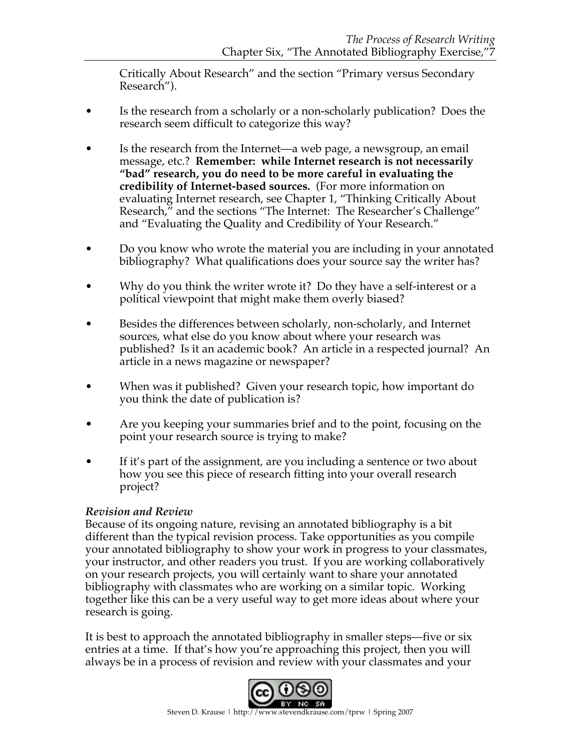Critically About Research" and the section "Primary versus Secondary Research").

- Is the research from a scholarly or a non-scholarly publication? Does the research seem difficult to categorize this way?
- Is the research from the Internet—a web page, a newsgroup, an email message, etc.? **Remember: while Internet research is not necessarily "bad" research, you do need to be more careful in evaluating the credibility of Internet-based sources.** (For more information on evaluating Internet research, see Chapter 1, "Thinking Critically About Research," and the sections "The Internet: The Researcher's Challenge" and "Evaluating the Quality and Credibility of Your Research."
- Do you know who wrote the material you are including in your annotated bibliography? What qualifications does your source say the writer has?
- Why do you think the writer wrote it? Do they have a self-interest or a political viewpoint that might make them overly biased?
- Besides the differences between scholarly, non-scholarly, and Internet sources, what else do you know about where your research was published? Is it an academic book? An article in a respected journal? An article in a news magazine or newspaper?
- When was it published? Given your research topic, how important do you think the date of publication is?
- Are you keeping your summaries brief and to the point, focusing on the point your research source is trying to make?
- If it's part of the assignment, are you including a sentence or two about how you see this piece of research fitting into your overall research project?

***Revision and Review***

Because of its ongoing nature, revising an annotated bibliography is a bit different than the typical revision process. Take opportunities as you compile your annotated bibliography to show your work in progress to your classmates, your instructor, and other readers you trust. If you are working collaboratively on your research projects, you will certainly want to share your annotated bibliography with classmates who are working on a similar topic. Working together like this can be a very useful way to get more ideas about where your research is going.

It is best to approach the annotated bibliography in smaller steps—five or six entries at a time. If that's how you're approaching this project, then you will always be in a process of revision and review with your classmates and your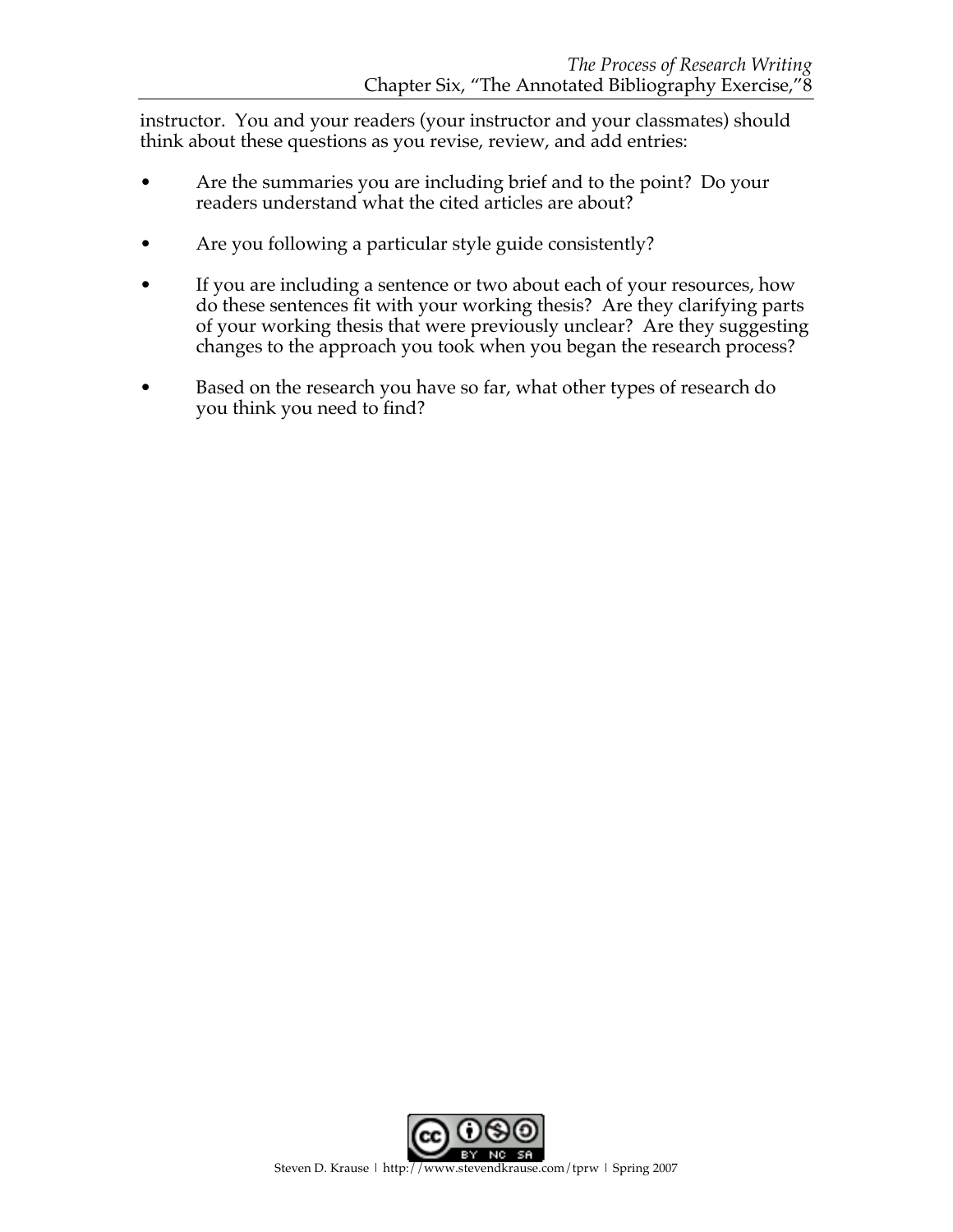instructor. You and your readers (your instructor and your classmates) should think about these questions as you revise, review, and add entries:

- Are the summaries you are including brief and to the point? Do your readers understand what the cited articles are about?
- Are you following a particular style guide consistently?
- If you are including a sentence or two about each of your resources, how do these sentences fit with your working thesis? Are they clarifying parts of your working thesis that were previously unclear? Are they suggesting changes to the approach you took when you began the research process?
- Based on the research you have so far, what other types of research do you think you need to find?